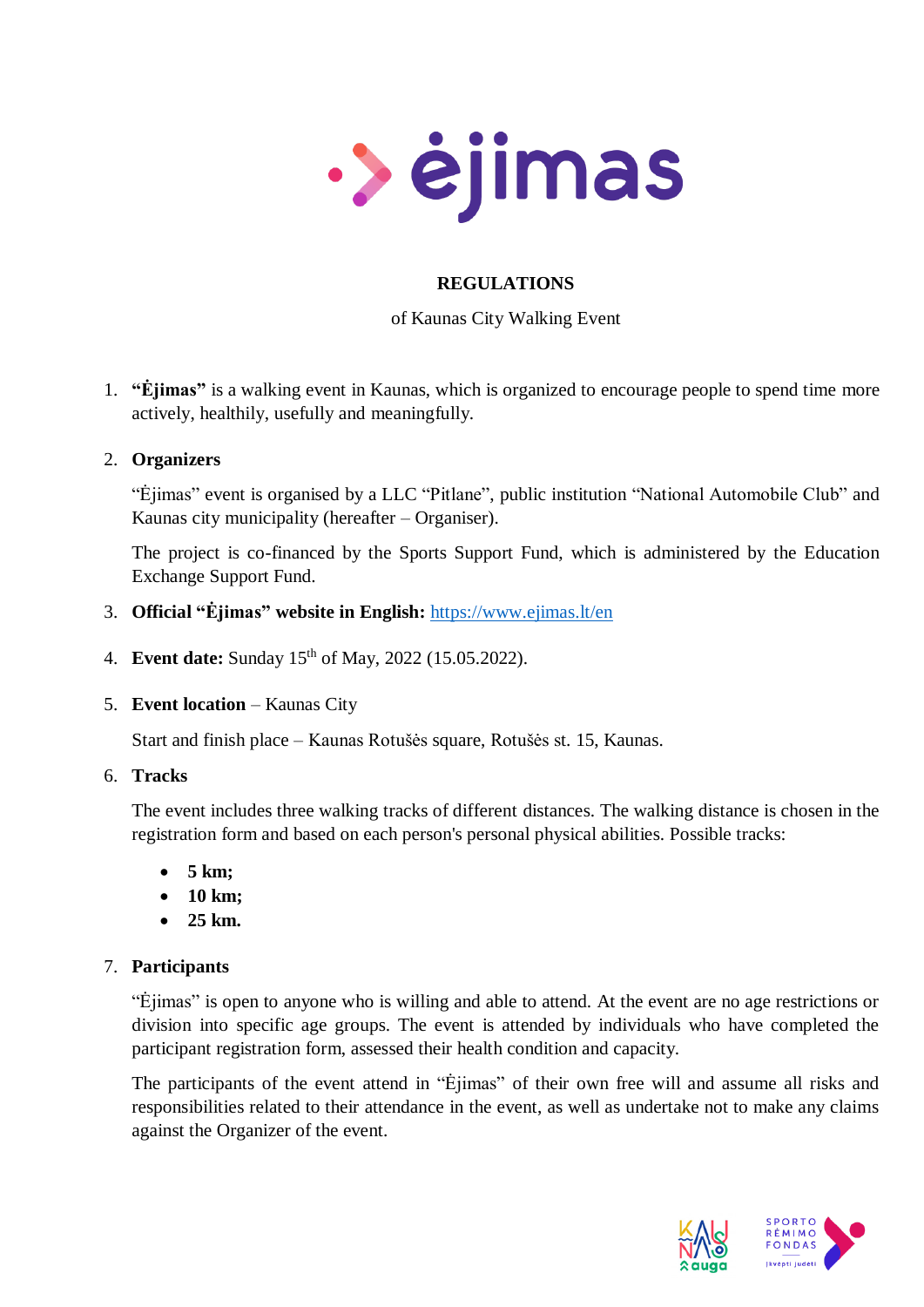# REGULATIONS

of Kaunas City Walking Event

1. **"Ėjimas"** is a walking event in Kaunas, which is organized to encourage people to spend time more actively, healthily, usefully and meaningfully.

2. **Organizers**

   "Ėjimas" event is organised by a LLC "Pitlane", public institution "National Automobile Club" and Kaunas city municipality (hereafter – Organiser).

   The project is co-financed by the Sports Support Fund, which is administered by the Education Exchange Support Fund.

3. **Official "Ėjimas" website in English:** https://www.ejimas.lt/en

4. **Event date:** Sunday 15th of May, 2022 (15.05.2022).

5. **Event location** – Kaunas City

   Start and finish place – Kaunas Rotušės square, Rotušės st. 15, Kaunas.

6. **Tracks**

   The event includes three walking tracks of different distances. The walking distance is chosen in the registration form and based on each person's personal physical abilities. Possible tracks:

   - **5 km;**
   - **10 km;**
   - **25 km.**

7. **Participants**

   "Ėjimas" is open to anyone who is willing and able to attend. At the event are no age restrictions or division into specific age groups. The event is attended by individuals who have completed the participant registration form, assessed their health condition and capacity.

   The participants of the event attend in "Ėjimas" of their own free will and assume all risks and responsibilities related to their attendance in the event, as well as undertake not to make any claims against the Organizer of the event.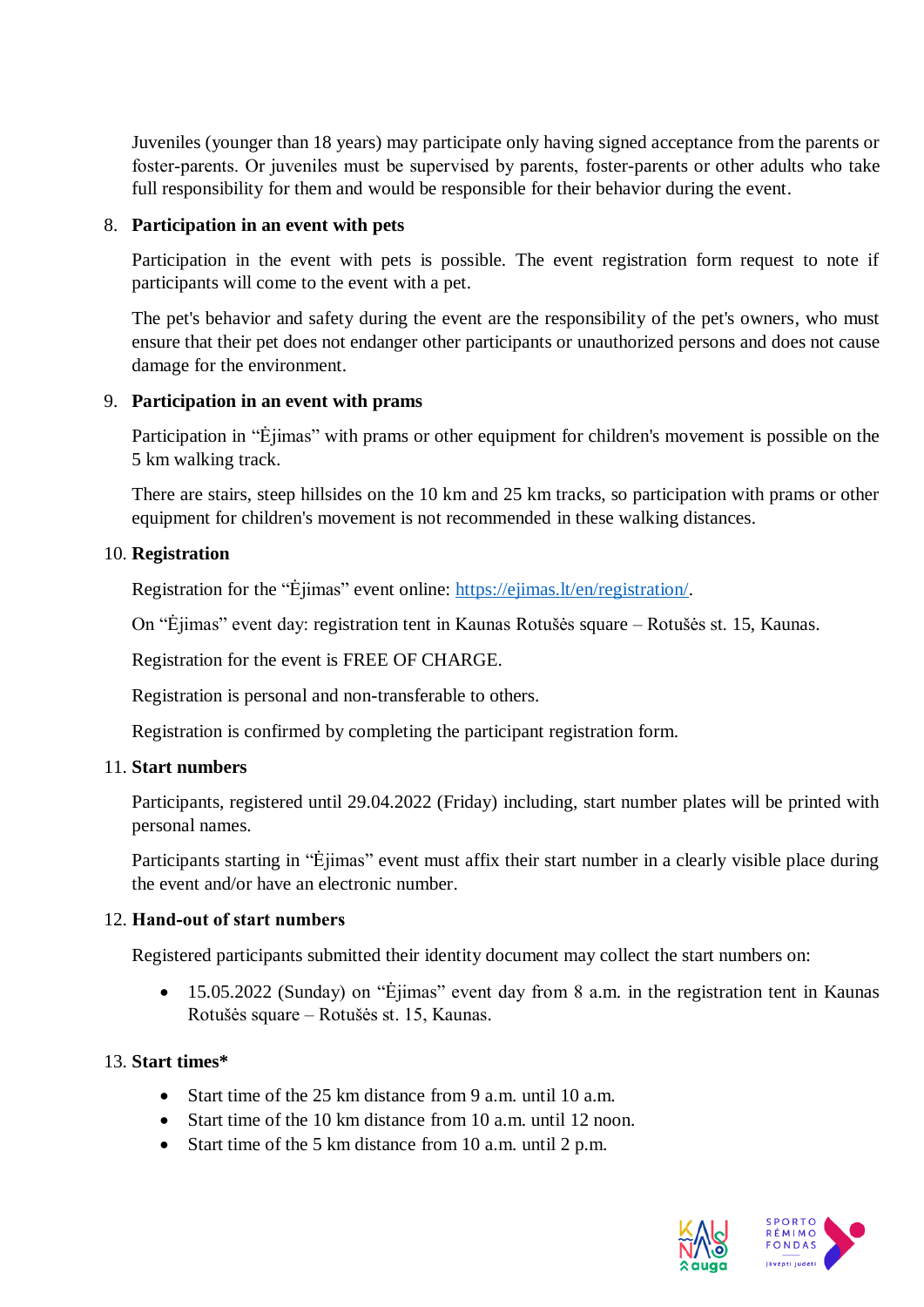Juveniles (younger than 18 years) may participate only having signed acceptance from the parents or foster-parents. Or juveniles must be supervised by parents, foster-parents or other adults who take full responsibility for them and would be responsible for their behavior during the event.

8. **Participation in an event with pets**

   Participation in the event with pets is possible. The event registration form request to note if participants will come to the event with a pet.

   The pet's behavior and safety during the event are the responsibility of the pet's owners, who must ensure that their pet does not endanger other participants or unauthorized persons and does not cause damage for the environment.

9. **Participation in an event with prams**

   Participation in "Ėjimas" with prams or other equipment for children's movement is possible on the 5 km walking track.

   There are stairs, steep hillsides on the 10 km and 25 km tracks, so participation with prams or other equipment for children's movement is not recommended in these walking distances.

10. **Registration**

    Registration for the "Ėjimas" event online: [https://ejimas.lt/en/registration/](https://ejimas.lt/en/registration/).

    On "Ėjimas" event day: registration tent in Kaunas Rotušės square – Rotušės st. 15, Kaunas.

    Registration for the event is FREE OF CHARGE.

    Registration is personal and non-transferable to others.

    Registration is confirmed by completing the participant registration form.

11. **Start numbers**

    Participants, registered until 29.04.2022 (Friday) including, start number plates will be printed with personal names.

    Participants starting in "Ėjimas" event must affix their start number in a clearly visible place during the event and/or have an electronic number.

12. **Hand-out of start numbers**

    Registered participants submitted their identity document may collect the start numbers on:

    - 15.05.2022 (Sunday) on "Ėjimas" event day from 8 a.m. in the registration tent in Kaunas Rotušės square – Rotušės st. 15, Kaunas.

13. **Start times***

    - Start time of the 25 km distance from 9 a.m. until 10 a.m.
    - Start time of the 10 km distance from 10 a.m. until 12 noon.
    - Start time of the 5 km distance from 10 a.m. until 2 p.m.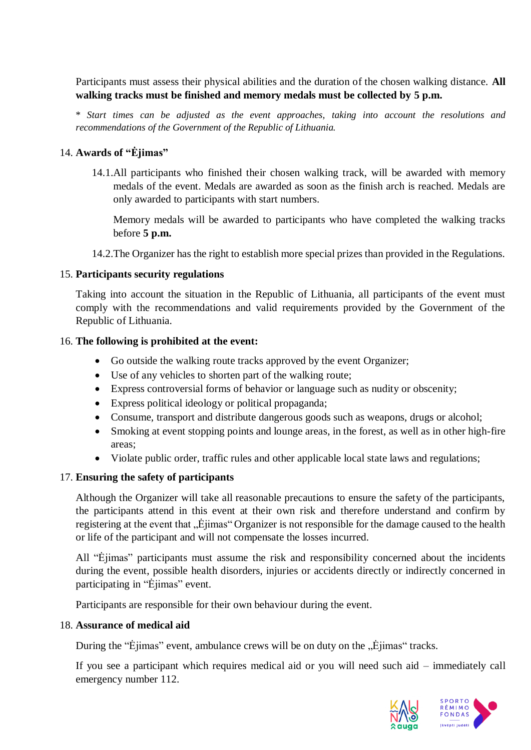Participants must assess their physical abilities and the duration of the chosen walking distance. **All walking tracks must be finished and memory medals must be collected by 5 p.m.**

*\* Start times can be adjusted as the event approaches, taking into account the resolutions and recommendations of the Government of the Republic of Lithuania.*

14. **Awards of "Ėjimas"**

14.1. All participants who finished their chosen walking track, will be awarded with memory medals of the event. Medals are awarded as soon as the finish arch is reached. Medals are only awarded to participants with start numbers.

Memory medals will be awarded to participants who have completed the walking tracks before **5 p.m.**

14.2. The Organizer has the right to establish more special prizes than provided in the Regulations.

15. **Participants security regulations**

Taking into account the situation in the Republic of Lithuania, all participants of the event must comply with the recommendations and valid requirements provided by the Government of the Republic of Lithuania.

16. **The following is prohibited at the event:**

- Go outside the walking route tracks approved by the event Organizer;
- Use of any vehicles to shorten part of the walking route;
- Express controversial forms of behavior or language such as nudity or obscenity;
- Express political ideology or political propaganda;
- Consume, transport and distribute dangerous goods such as weapons, drugs or alcohol;
- Smoking at event stopping points and lounge areas, in the forest, as well as in other high-fire areas;
- Violate public order, traffic rules and other applicable local state laws and regulations;

17. **Ensuring the safety of participants**

Although the Organizer will take all reasonable precautions to ensure the safety of the participants, the participants attend in this event at their own risk and therefore understand and confirm by registering at the event that „Ėjimas" Organizer is not responsible for the damage caused to the health or life of the participant and will not compensate the losses incurred.

All "Ėjimas" participants must assume the risk and responsibility concerned about the incidents during the event, possible health disorders, injuries or accidents directly or indirectly concerned in participating in "Ėjimas" event.

Participants are responsible for their own behaviour during the event.

18. **Assurance of medical aid**

During the "Ėjimas" event, ambulance crews will be on duty on the „Ėjimas" tracks.

If you see a participant which requires medical aid or you will need such aid – immediately call emergency number 112.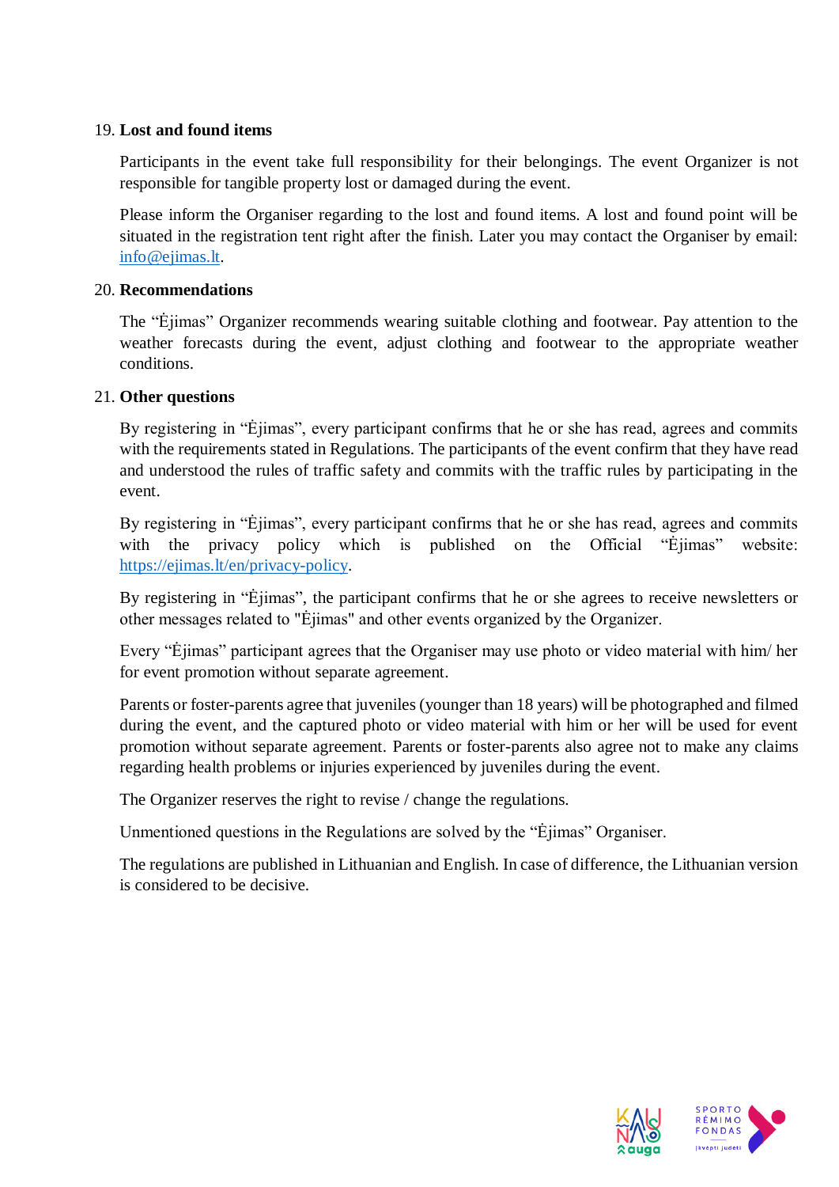## 19. Lost and found items

Participants in the event take full responsibility for their belongings. The event Organizer is not responsible for tangible property lost or damaged during the event.

Please inform the Organiser regarding to the lost and found items. A lost and found point will be situated in the registration tent right after the finish. Later you may contact the Organiser by email: info@ejimas.lt.

## 20. Recommendations

The "Ėjimas" Organizer recommends wearing suitable clothing and footwear. Pay attention to the weather forecasts during the event, adjust clothing and footwear to the appropriate weather conditions.

## 21. Other questions

By registering in "Ėjimas", every participant confirms that he or she has read, agrees and commits with the requirements stated in Regulations. The participants of the event confirm that they have read and understood the rules of traffic safety and commits with the traffic rules by participating in the event.

By registering in "Ėjimas", every participant confirms that he or she has read, agrees and commits with the privacy policy which is published on the Official "Ėjimas" website: https://ejimas.lt/en/privacy-policy.

By registering in "Ėjimas", the participant confirms that he or she agrees to receive newsletters or other messages related to "Ėjimas" and other events organized by the Organizer.

Every "Ėjimas" participant agrees that the Organiser may use photo or video material with him/ her for event promotion without separate agreement.

Parents or foster-parents agree that juveniles (younger than 18 years) will be photographed and filmed during the event, and the captured photo or video material with him or her will be used for event promotion without separate agreement. Parents or foster-parents also agree not to make any claims regarding health problems or injuries experienced by juveniles during the event.

The Organizer reserves the right to revise / change the regulations.

Unmentioned questions in the Regulations are solved by the "Ėjimas" Organiser.

The regulations are published in Lithuanian and English. In case of difference, the Lithuanian version is considered to be decisive.